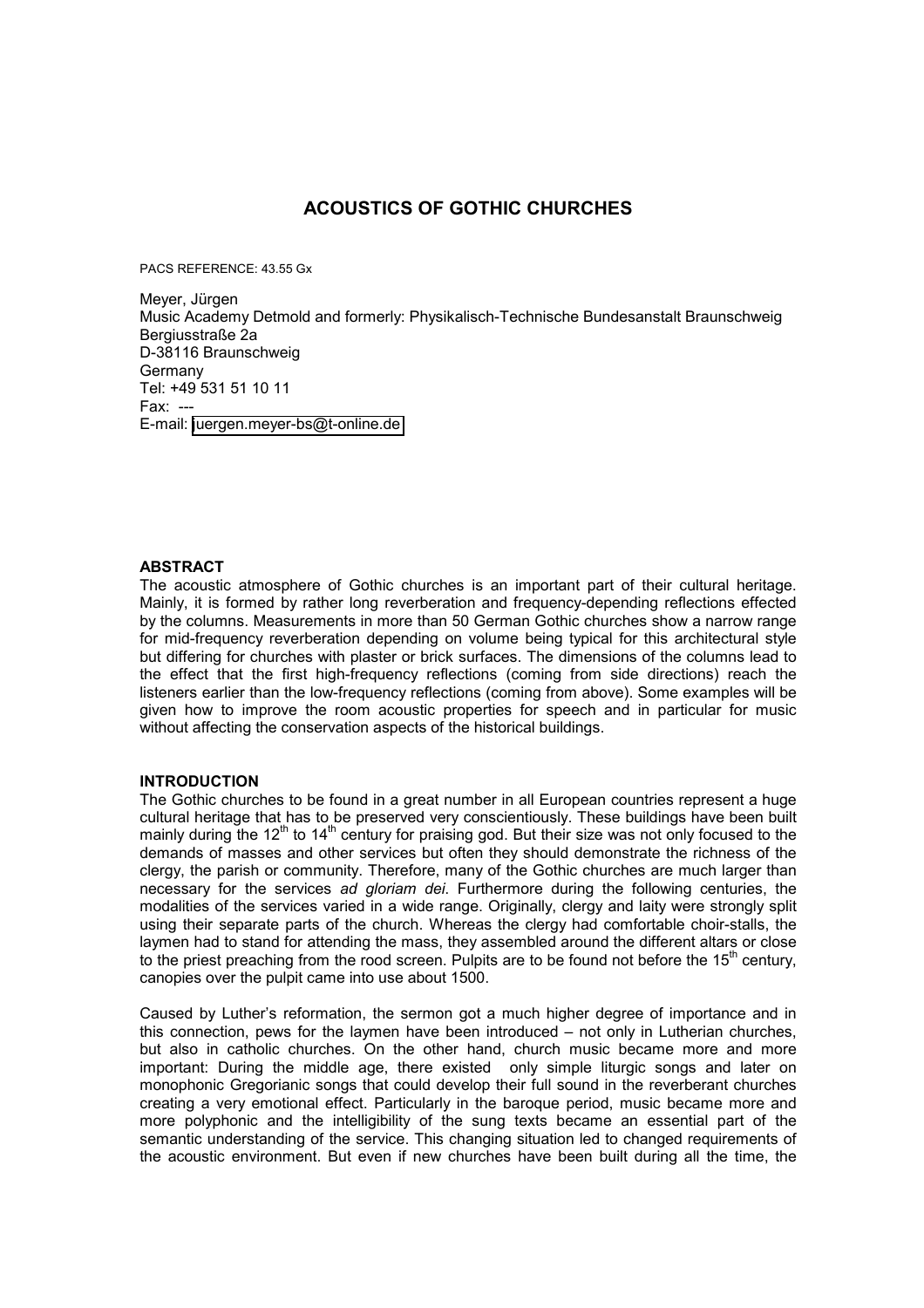# ACOUSTICS OF GOTHIC CHURCHES

PACS REFERENCE: 43.55 Gx

Meyer, Jürgen
Music Academy Detmold and formerly: Physikalisch-Technische Bundesanstalt Braunschweig
Bergiusstraße 2a
D-38116 Braunschweig
Germany
Tel: +49 531 51 10 11
Fax: ---
E-mail: juergen.meyer-bs@t-online.de

## ABSTRACT

The acoustic atmosphere of Gothic churches is an important part of their cultural heritage. Mainly, it is formed by rather long reverberation and frequency-depending reflections effected by the columns. Measurements in more than 50 German Gothic churches show a narrow range for mid-frequency reverberation depending on volume being typical for this architectural style but differing for churches with plaster or brick surfaces. The dimensions of the columns lead to the effect that the first high-frequency reflections (coming from side directions) reach the listeners earlier than the low-frequency reflections (coming from above). Some examples will be given how to improve the room acoustic properties for speech and in particular for music without affecting the conservation aspects of the historical buildings.

## INTRODUCTION

The Gothic churches to be found in a great number in all European countries represent a huge cultural heritage that has to be preserved very conscientiously. These buildings have been built mainly during the 12th to 14th century for praising god. But their size was not only focused to the demands of masses and other services but often they should demonstrate the richness of the clergy, the parish or community. Therefore, many of the Gothic churches are much larger than necessary for the services *ad gloriam dei*. Furthermore during the following centuries, the modalities of the services varied in a wide range. Originally, clergy and laity were strongly split using their separate parts of the church. Whereas the clergy had comfortable choir-stalls, the laymen had to stand for attending the mass, they assembled around the different altars or close to the priest preaching from the rood screen. Pulpits are to be found not before the 15th century, canopies over the pulpit came into use about 1500.

Caused by Luther's reformation, the sermon got a much higher degree of importance and in this connection, pews for the laymen have been introduced – not only in Lutherian churches, but also in catholic churches. On the other hand, church music became more and more important: During the middle age, there existed only simple liturgic songs and later on monophonic Gregorianic songs that could develop their full sound in the reverberant churches creating a very emotional effect. Particularly in the baroque period, music became more and more polyphonic and the intelligibility of the sung texts became an essential part of the semantic understanding of the service. This changing situation led to changed requirements of the acoustic environment. But even if new churches have been built during all the time, the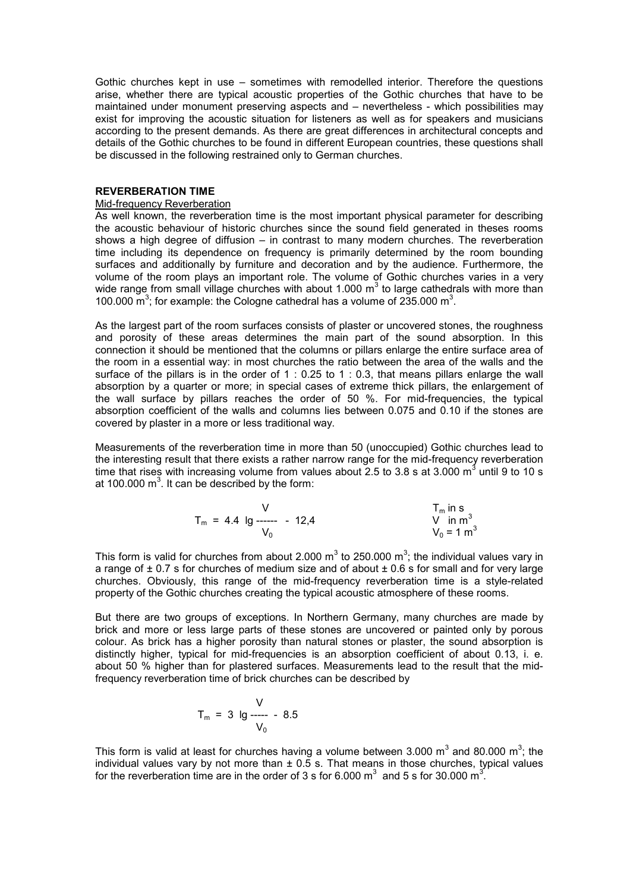Gothic churches kept in use – sometimes with remodelled interior. Therefore the questions arise, whether there are typical acoustic properties of the Gothic churches that have to be maintained under monument preserving aspects and – nevertheless - which possibilities may exist for improving the acoustic situation for listeners as well as for speakers and musicians according to the present demands. As there are great differences in architectural concepts and details of the Gothic churches to be found in different European countries, these questions shall be discussed in the following restrained only to German churches.

## REVERBERATION TIME

### Mid-frequency Reverberation

As well known, the reverberation time is the most important physical parameter for describing the acoustic behaviour of historic churches since the sound field generated in theses rooms shows a high degree of diffusion – in contrast to many modern churches. The reverberation time including its dependence on frequency is primarily determined by the room bounding surfaces and additionally by furniture and decoration and by the audience. Furthermore, the volume of the room plays an important role. The volume of Gothic churches varies in a very wide range from small village churches with about 1.000 $m^3$ to large cathedrals with more than 100.000 $m^3$; for example: the Cologne cathedral has a volume of 235.000 $m^3$.

As the largest part of the room surfaces consists of plaster or uncovered stones, the roughness and porosity of these areas determines the main part of the sound absorption. In this connection it should be mentioned that the columns or pillars enlarge the entire surface area of the room in a essential way: in most churches the ratio between the area of the walls and the surface of the pillars is in the order of 1 : 0.25 to 1 : 0.3, that means pillars enlarge the wall absorption by a quarter or more; in special cases of extreme thick pillars, the enlargement of the wall surface by pillars reaches the order of 50 %. For mid-frequencies, the typical absorption coefficient of the walls and columns lies between 0.075 and 0.10 if the stones are covered by plaster in a more or less traditional way.

Measurements of the reverberation time in more than 50 (unoccupied) Gothic churches lead to the interesting result that there exists a rather narrow range for the mid-frequency reverberation time that rises with increasing volume from values about 2.5 to 3.8 s at 3.000 $m^3$ until 9 to 10 s at 100.000 $m^3$. It can be described by the form:

$$T_m = 4.4 \, \lg \frac{V}{V_0} - 12{,}4 \qquad T_m \text{ in s}, \; V \text{ in } m^3, \; V_0 = 1 \, m^3$$

This form is valid for churches from about 2.000 $m^3$ to 250.000 $m^3$; the individual values vary in a range of ± 0.7 s for churches of medium size and of about ± 0.6 s for small and for very large churches. Obviously, this range of the mid-frequency reverberation time is a style-related property of the Gothic churches creating the typical acoustic atmosphere of these rooms.

But there are two groups of exceptions. In Northern Germany, many churches are made by brick and more or less large parts of these stones are uncovered or painted only by porous colour. As brick has a higher porosity than natural stones or plaster, the sound absorption is distinctly higher, typical for mid-frequencies is an absorption coefficient of about 0.13, i. e. about 50 % higher than for plastered surfaces. Measurements lead to the result that the mid-frequency reverberation time of brick churches can be described by

$$T_m = 3 \, \lg \frac{V}{V_0} - 8.5$$

This form is valid at least for churches having a volume between 3.000 $m^3$ and 80.000 $m^3$; the individual values vary by not more than ± 0.5 s. That means in those churches, typical values for the reverberation time are in the order of 3 s for 6.000 $m^3$ and 5 s for 30.000 $m^3$.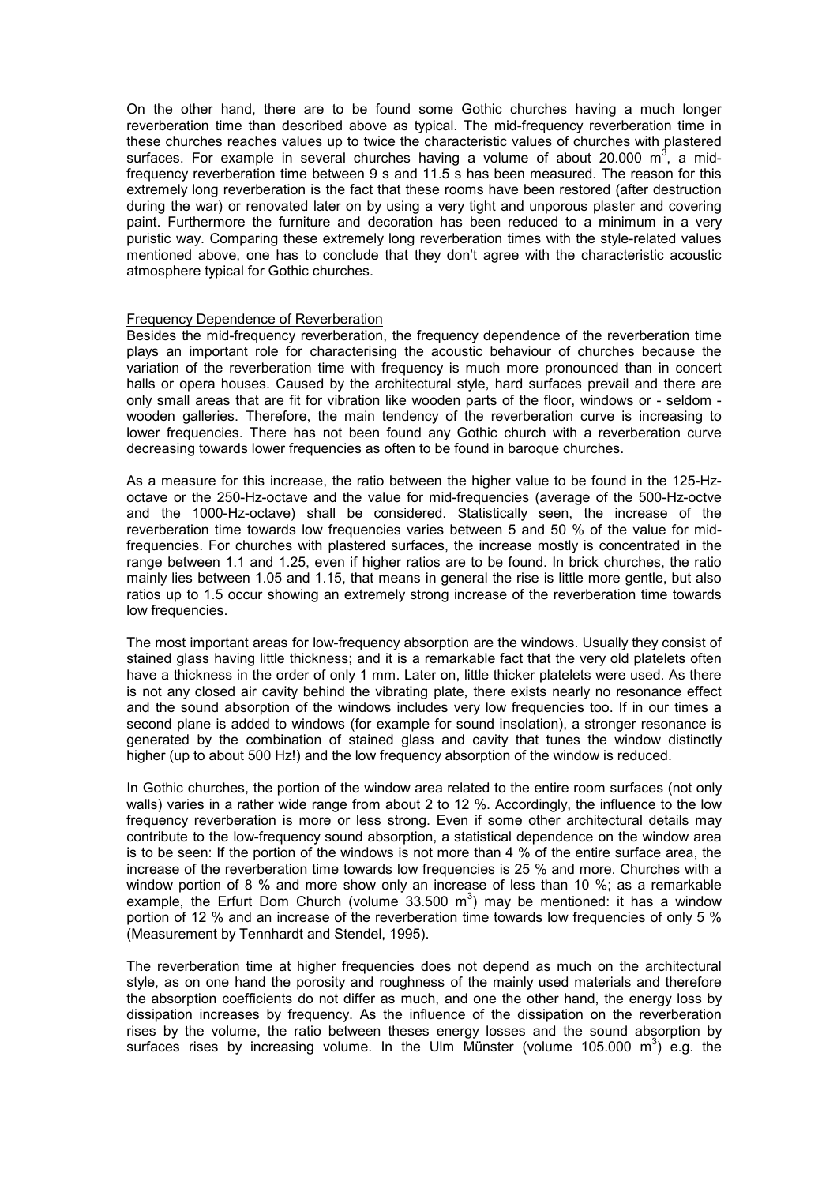On the other hand, there are to be found some Gothic churches having a much longer reverberation time than described above as typical. The mid-frequency reverberation time in these churches reaches values up to twice the characteristic values of churches with plastered surfaces. For example in several churches having a volume of about 20.000 $m^3$, a mid-frequency reverberation time between 9 s and 11.5 s has been measured. The reason for this extremely long reverberation is the fact that these rooms have been restored (after destruction during the war) or renovated later on by using a very tight and unporous plaster and covering paint. Furthermore the furniture and decoration has been reduced to a minimum in a very puristic way. Comparing these extremely long reverberation times with the style-related values mentioned above, one has to conclude that they don't agree with the characteristic acoustic atmosphere typical for Gothic churches.

## Frequency Dependence of Reverberation

Besides the mid-frequency reverberation, the frequency dependence of the reverberation time plays an important role for characterising the acoustic behaviour of churches because the variation of the reverberation time with frequency is much more pronounced than in concert halls or opera houses. Caused by the architectural style, hard surfaces prevail and there are only small areas that are fit for vibration like wooden parts of the floor, windows or - seldom - wooden galleries. Therefore, the main tendency of the reverberation curve is increasing to lower frequencies. There has not been found any Gothic church with a reverberation curve decreasing towards lower frequencies as often to be found in baroque churches.

As a measure for this increase, the ratio between the higher value to be found in the 125-Hz-octave or the 250-Hz-octave and the value for mid-frequencies (average of the 500-Hz-octve and the 1000-Hz-octave) shall be considered. Statistically seen, the increase of the reverberation time towards low frequencies varies between 5 and 50 % of the value for mid-frequencies. For churches with plastered surfaces, the increase mostly is concentrated in the range between 1.1 and 1.25, even if higher ratios are to be found. In brick churches, the ratio mainly lies between 1.05 and 1.15, that means in general the rise is little more gentle, but also ratios up to 1.5 occur showing an extremely strong increase of the reverberation time towards low frequencies.

The most important areas for low-frequency absorption are the windows. Usually they consist of stained glass having little thickness; and it is a remarkable fact that the very old platelets often have a thickness in the order of only 1 mm. Later on, little thicker platelets were used. As there is not any closed air cavity behind the vibrating plate, there exists nearly no resonance effect and the sound absorption of the windows includes very low frequencies too. If in our times a second plane is added to windows (for example for sound insolation), a stronger resonance is generated by the combination of stained glass and cavity that tunes the window distinctly higher (up to about 500 Hz!) and the low frequency absorption of the window is reduced.

In Gothic churches, the portion of the window area related to the entire room surfaces (not only walls) varies in a rather wide range from about 2 to 12 %. Accordingly, the influence to the low frequency reverberation is more or less strong. Even if some other architectural details may contribute to the low-frequency sound absorption, a statistical dependence on the window area is to be seen: If the portion of the windows is not more than 4 % of the entire surface area, the increase of the reverberation time towards low frequencies is 25 % and more. Churches with a window portion of 8 % and more show only an increase of less than 10 %; as a remarkable example, the Erfurt Dom Church (volume 33.500 $m^3$) may be mentioned: it has a window portion of 12 % and an increase of the reverberation time towards low frequencies of only 5 % (Measurement by Tennhardt and Stendel, 1995).

The reverberation time at higher frequencies does not depend as much on the architectural style, as on one hand the porosity and roughness of the mainly used materials and therefore the absorption coefficients do not differ as much, and one the other hand, the energy loss by dissipation increases by frequency. As the influence of the dissipation on the reverberation rises by the volume, the ratio between theses energy losses and the sound absorption by surfaces rises by increasing volume. In the Ulm Münster (volume 105.000 $m^3$) e.g. the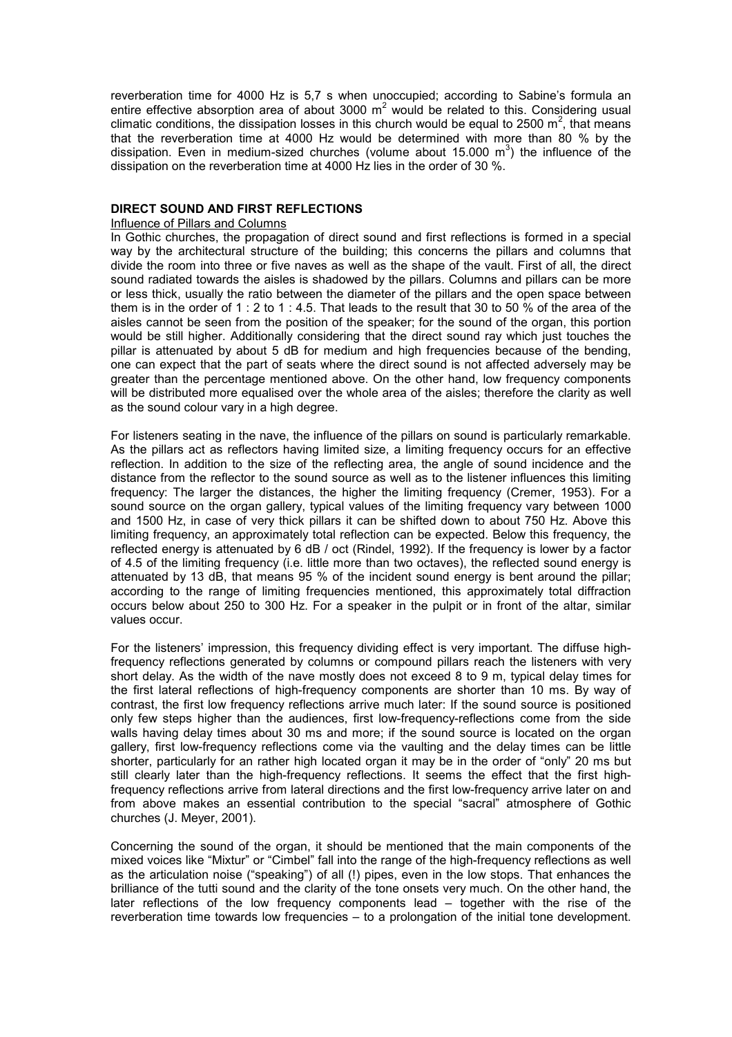reverberation time for 4000 Hz is 5,7 s when unoccupied; according to Sabine's formula an entire effective absorption area of about 3000 $m^2$ would be related to this. Considering usual climatic conditions, the dissipation losses in this church would be equal to 2500 $m^2$, that means that the reverberation time at 4000 Hz would be determined with more than 80 % by the dissipation. Even in medium-sized churches (volume about 15.000 $m^3$) the influence of the dissipation on the reverberation time at 4000 Hz lies in the order of 30 %.

## DIRECT SOUND AND FIRST REFLECTIONS

### Influence of Pillars and Columns

In Gothic churches, the propagation of direct sound and first reflections is formed in a special way by the architectural structure of the building; this concerns the pillars and columns that divide the room into three or five naves as well as the shape of the vault. First of all, the direct sound radiated towards the aisles is shadowed by the pillars. Columns and pillars can be more or less thick, usually the ratio between the diameter of the pillars and the open space between them is in the order of 1 : 2 to 1 : 4.5. That leads to the result that 30 to 50 % of the area of the aisles cannot be seen from the position of the speaker; for the sound of the organ, this portion would be still higher. Additionally considering that the direct sound ray which just touches the pillar is attenuated by about 5 dB for medium and high frequencies because of the bending, one can expect that the part of seats where the direct sound is not affected adversely may be greater than the percentage mentioned above. On the other hand, low frequency components will be distributed more equalised over the whole area of the aisles; therefore the clarity as well as the sound colour vary in a high degree.

For listeners seating in the nave, the influence of the pillars on sound is particularly remarkable. As the pillars act as reflectors having limited size, a limiting frequency occurs for an effective reflection. In addition to the size of the reflecting area, the angle of sound incidence and the distance from the reflector to the sound source as well as to the listener influences this limiting frequency: The larger the distances, the higher the limiting frequency (Cremer, 1953). For a sound source on the organ gallery, typical values of the limiting frequency vary between 1000 and 1500 Hz, in case of very thick pillars it can be shifted down to about 750 Hz. Above this limiting frequency, an approximately total reflection can be expected. Below this frequency, the reflected energy is attenuated by 6 dB / oct (Rindel, 1992). If the frequency is lower by a factor of 4.5 of the limiting frequency (i.e. little more than two octaves), the reflected sound energy is attenuated by 13 dB, that means 95 % of the incident sound energy is bent around the pillar; according to the range of limiting frequencies mentioned, this approximately total diffraction occurs below about 250 to 300 Hz. For a speaker in the pulpit or in front of the altar, similar values occur.

For the listeners' impression, this frequency dividing effect is very important. The diffuse high-frequency reflections generated by columns or compound pillars reach the listeners with very short delay. As the width of the nave mostly does not exceed 8 to 9 m, typical delay times for the first lateral reflections of high-frequency components are shorter than 10 ms. By way of contrast, the first low frequency reflections arrive much later: If the sound source is positioned only few steps higher than the audiences, first low-frequency-reflections come from the side walls having delay times about 30 ms and more; if the sound source is located on the organ gallery, first low-frequency reflections come via the vaulting and the delay times can be little shorter, particularly for an rather high located organ it may be in the order of "only" 20 ms but still clearly later than the high-frequency reflections. It seems the effect that the first high-frequency reflections arrive from lateral directions and the first low-frequency arrive later on and from above makes an essential contribution to the special "sacral" atmosphere of Gothic churches (J. Meyer, 2001).

Concerning the sound of the organ, it should be mentioned that the main components of the mixed voices like "Mixtur" or "Cimbel" fall into the range of the high-frequency reflections as well as the articulation noise ("speaking") of all (!) pipes, even in the low stops. That enhances the brilliance of the tutti sound and the clarity of the tone onsets very much. On the other hand, the later reflections of the low frequency components lead – together with the rise of the reverberation time towards low frequencies – to a prolongation of the initial tone development.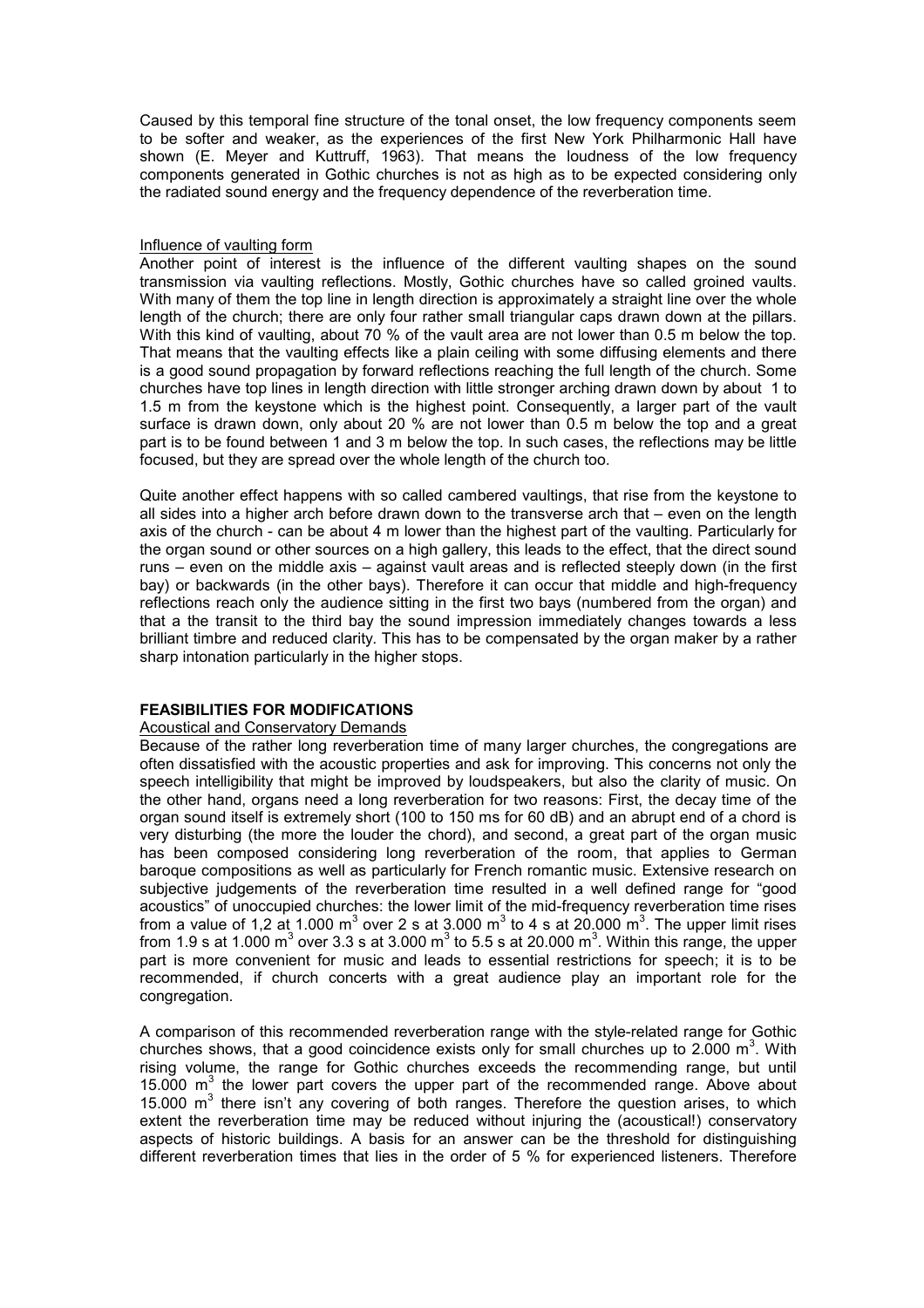Caused by this temporal fine structure of the tonal onset, the low frequency components seem to be softer and weaker, as the experiences of the first New York Philharmonic Hall have shown (E. Meyer and Kuttruff, 1963). That means the loudness of the low frequency components generated in Gothic churches is not as high as to be expected considering only the radiated sound energy and the frequency dependence of the reverberation time.

Influence of vaulting form

Another point of interest is the influence of the different vaulting shapes on the sound transmission via vaulting reflections. Mostly, Gothic churches have so called groined vaults. With many of them the top line in length direction is approximately a straight line over the whole length of the church; there are only four rather small triangular caps drawn down at the pillars. With this kind of vaulting, about 70 % of the vault area are not lower than 0.5 m below the top. That means that the vaulting effects like a plain ceiling with some diffusing elements and there is a good sound propagation by forward reflections reaching the full length of the church. Some churches have top lines in length direction with little stronger arching drawn down by about 1 to 1.5 m from the keystone which is the highest point. Consequently, a larger part of the vault surface is drawn down, only about 20 % are not lower than 0.5 m below the top and a great part is to be found between 1 and 3 m below the top. In such cases, the reflections may be little focused, but they are spread over the whole length of the church too.

Quite another effect happens with so called cambered vaultings, that rise from the keystone to all sides into a higher arch before drawn down to the transverse arch that – even on the length axis of the church - can be about 4 m lower than the highest part of the vaulting. Particularly for the organ sound or other sources on a high gallery, this leads to the effect, that the direct sound runs – even on the middle axis – against vault areas and is reflected steeply down (in the first bay) or backwards (in the other bays). Therefore it can occur that middle and high-frequency reflections reach only the audience sitting in the first two bays (numbered from the organ) and that a the transit to the third bay the sound impression immediately changes towards a less brilliant timbre and reduced clarity. This has to be compensated by the organ maker by a rather sharp intonation particularly in the higher stops.

## FEASIBILITIES FOR MODIFICATIONS

Acoustical and Conservatory Demands

Because of the rather long reverberation time of many larger churches, the congregations are often dissatisfied with the acoustic properties and ask for improving. This concerns not only the speech intelligibility that might be improved by loudspeakers, but also the clarity of music. On the other hand, organs need a long reverberation for two reasons: First, the decay time of the organ sound itself is extremely short (100 to 150 ms for 60 dB) and an abrupt end of a chord is very disturbing (the more the louder the chord), and second, a great part of the organ music has been composed considering long reverberation of the room, that applies to German baroque compositions as well as particularly for French romantic music. Extensive research on subjective judgements of the reverberation time resulted in a well defined range for "good acoustics" of unoccupied churches: the lower limit of the mid-frequency reverberation time rises from a value of 1,2 at 1.000 $m^3$ over 2 s at 3.000 $m^3$ to 4 s at 20.000 $m^3$. The upper limit rises from 1.9 s at 1.000 $m^3$ over 3.3 s at 3.000 $m^3$ to 5.5 s at 20.000 $m^3$. Within this range, the upper part is more convenient for music and leads to essential restrictions for speech; it is to be recommended, if church concerts with a great audience play an important role for the congregation.

A comparison of this recommended reverberation range with the style-related range for Gothic churches shows, that a good coincidence exists only for small churches up to 2.000 $m^3$. With rising volume, the range for Gothic churches exceeds the recommending range, but until 15.000 $m^3$ the lower part covers the upper part of the recommended range. Above about 15.000 $m^3$ there isn't any covering of both ranges. Therefore the question arises, to which extent the reverberation time may be reduced without injuring the (acoustical!) conservatory aspects of historic buildings. A basis for an answer can be the threshold for distinguishing different reverberation times that lies in the order of 5 % for experienced listeners. Therefore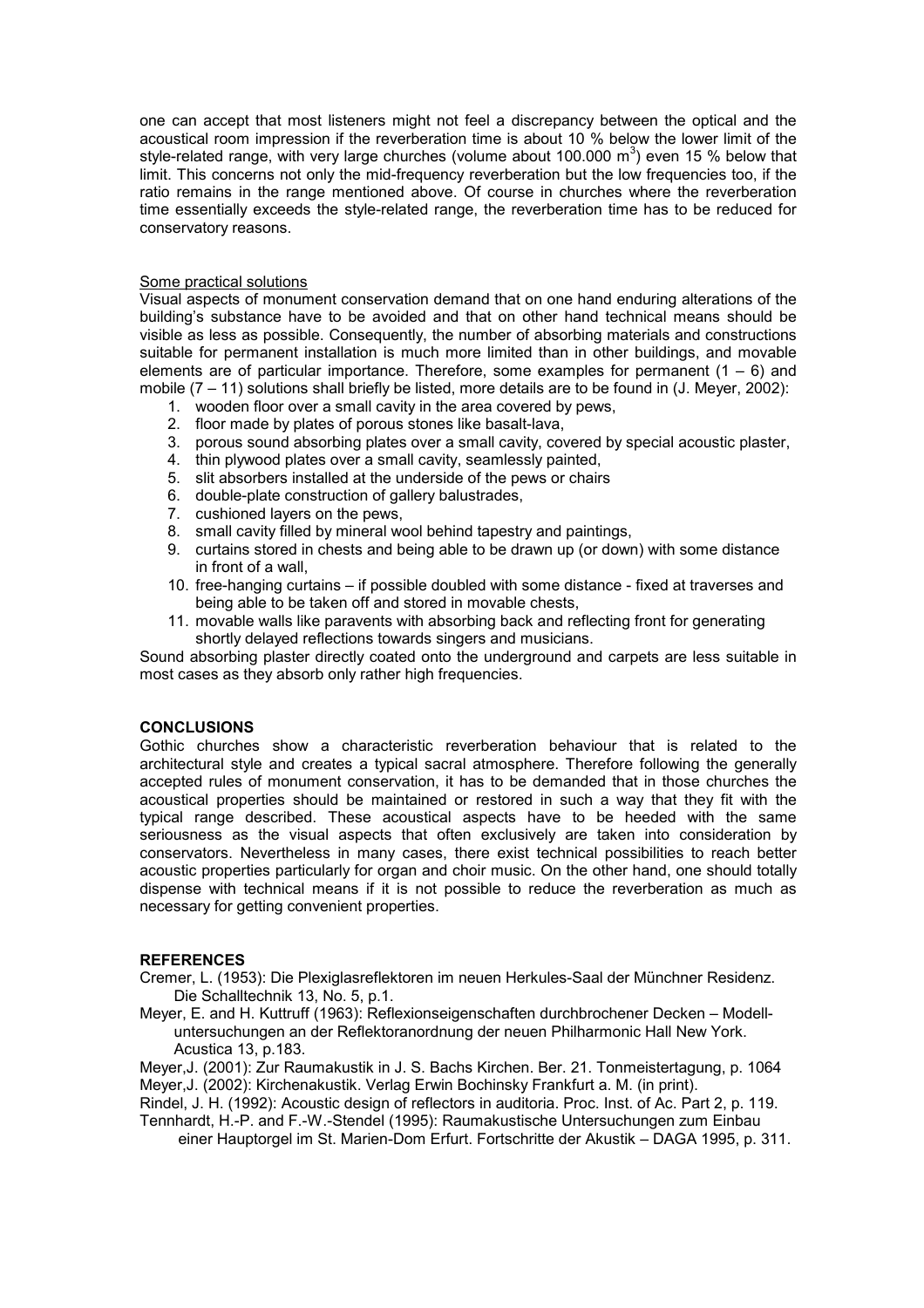one can accept that most listeners might not feel a discrepancy between the optical and the acoustical room impression if the reverberation time is about 10 % below the lower limit of the style-related range, with very large churches (volume about 100.000 $m^3$) even 15 % below that limit. This concerns not only the mid-frequency reverberation but the low frequencies too, if the ratio remains in the range mentioned above. Of course in churches where the reverberation time essentially exceeds the style-related range, the reverberation time has to be reduced for conservatory reasons.

Some practical solutions

Visual aspects of monument conservation demand that on one hand enduring alterations of the building's substance have to be avoided and that on other hand technical means should be visible as less as possible. Consequently, the number of absorbing materials and constructions suitable for permanent installation is much more limited than in other buildings, and movable elements are of particular importance. Therefore, some examples for permanent (1 – 6) and mobile (7 – 11) solutions shall briefly be listed, more details are to be found in (J. Meyer, 2002):

1. wooden floor over a small cavity in the area covered by pews,
2. floor made by plates of porous stones like basalt-lava,
3. porous sound absorbing plates over a small cavity, covered by special acoustic plaster,
4. thin plywood plates over a small cavity, seamlessly painted,
5. slit absorbers installed at the underside of the pews or chairs
6. double-plate construction of gallery balustrades,
7. cushioned layers on the pews,
8. small cavity filled by mineral wool behind tapestry and paintings,
9. curtains stored in chests and being able to be drawn up (or down) with some distance in front of a wall,
10. free-hanging curtains – if possible doubled with some distance - fixed at traverses and being able to be taken off and stored in movable chests,
11. movable walls like paravents with absorbing back and reflecting front for generating shortly delayed reflections towards singers and musicians.

Sound absorbing plaster directly coated onto the underground and carpets are less suitable in most cases as they absorb only rather high frequencies.

## CONCLUSIONS

Gothic churches show a characteristic reverberation behaviour that is related to the architectural style and creates a typical sacral atmosphere. Therefore following the generally accepted rules of monument conservation, it has to be demanded that in those churches the acoustical properties should be maintained or restored in such a way that they fit with the typical range described. These acoustical aspects have to be heeded with the same seriousness as the visual aspects that often exclusively are taken into consideration by conservators. Nevertheless in many cases, there exist technical possibilities to reach better acoustic properties particularly for organ and choir music. On the other hand, one should totally dispense with technical means if it is not possible to reduce the reverberation as much as necessary for getting convenient properties.

## REFERENCES

Cremer, L. (1953): Die Plexiglasreflektoren im neuen Herkules-Saal der Münchner Residenz. Die Schalltechnik 13, No. 5, p.1.

Meyer, E. and H. Kuttruff (1963): Reflexionseigenschaften durchbrochener Decken – Modelluntersuchungen an der Reflektoranordnung der neuen Philharmonic Hall New York. Acustica 13, p.183.

Meyer,J. (2001): Zur Raumakustik in J. S. Bachs Kirchen. Ber. 21. Tonmeistertagung, p. 1064

Meyer,J. (2002): Kirchenakustik. Verlag Erwin Bochinsky Frankfurt a. M. (in print).

Rindel, J. H. (1992): Acoustic design of reflectors in auditoria. Proc. Inst. of Ac. Part 2, p. 119.

Tennhardt, H.-P. and F.-W.-Stendel (1995): Raumakustische Untersuchungen zum Einbau einer Hauptorgel im St. Marien-Dom Erfurt. Fortschritte der Akustik – DAGA 1995, p. 311.